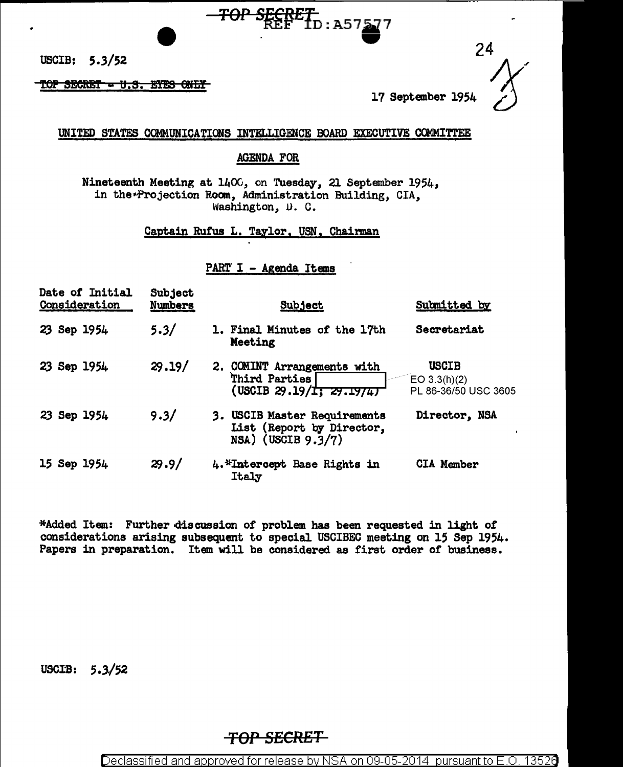TOP SECRET
REF ID:A57577

USCIB: 5.3/52

~~TOP SECRET - U.S. EYES ONLY~~

24

17 September 1954

UNITED STATES COMMUNICATIONS INTELLIGENCE BOARD EXECUTIVE COMMITTEE

AGENDA FOR

Nineteenth Meeting at 1400, on Tuesday, 21 September 1954, in the Projection Room, Administration Building, CIA, Washington, D. C.

Captain Rufus L. Taylor, USN, Chairman

PART I - Agenda Items

| Date of Initial Consideration | Subject Numbers | Subject | Submitted by |
|---|---|---|---|
| 23 Sep 1954 | 5.3/ | 1. Final Minutes of the 17th Meeting | Secretariat |
| 23 Sep 1954 | 29.19/ | 2. COMINT Arrangements with Third Parties [ ] (USCIB 29.19/1; 29.19/4) | USCIB EO 3.3(h)(2) PL 86-36/50 USC 3605 |
| 23 Sep 1954 | 9.3/ | 3. USCIB Master Requirements List (Report by Director, NSA) (USCIB 9.3/7) | Director, NSA |
| 15 Sep 1954 | 29.9/ | 4.*Intercept Base Rights in Italy | CIA Member |

*Added Item: Further discussion of problem has been requested in light of considerations arising subsequent to special USCIBEC meeting on 15 Sep 1954. Papers in preparation. Item will be considered as first order of business.

USCIB: 5.3/52

TOP SECRET

Declassified and approved for release by NSA on 09-05-2014 pursuant to E.O. 13526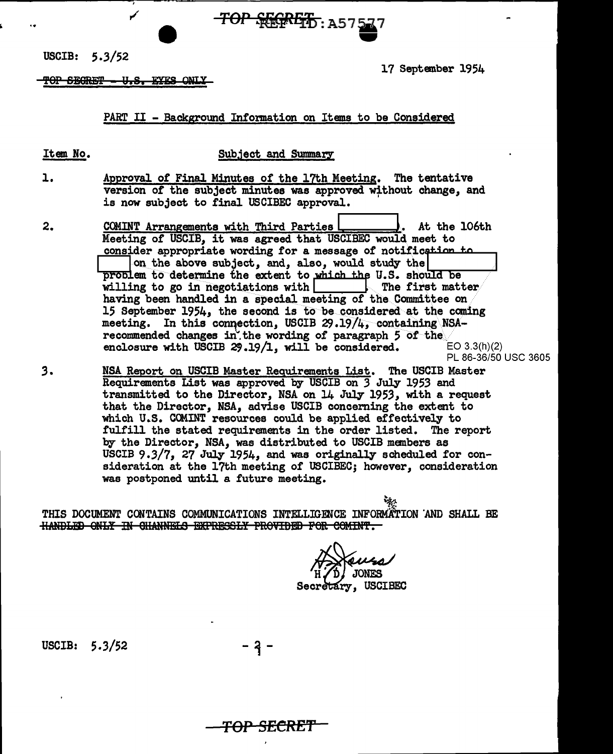USCIB: 5.3/52

17 September 1954

~~TOP SECRET - U.S. EYES ONLY~~

PART II - Background Information on Items to be Considered

Item No. | Subject and Summary

1. Approval of Final Minutes of the 17th Meeting. The tentative version of the subject minutes was approved without change, and is now subject to final USCIBEC approval.

2. COMINT Arrangements with Third Parties [ ]. At the 106th Meeting of USCIB, it was agreed that USCIBEC would meet to consider appropriate wording for a message of notification to [ ] on the above subject, and, also, would study the [ ] problem to determine the extent to which the U.S. should be willing to go in negotiations with [ ]. The first matter having been handled in a special meeting of the Committee on 15 September 1954, the second is to be considered at the coming meeting. In this connection, USCIB 29.19/4, containing NSA-recommended changes in the wording of paragraph 5 of the enclosure with USCIB 29.19/1, will be considered.

EO 3.3(h)(2)
PL 86-36/50 USC 3605

3. NSA Report on USCIB Master Requirements List. The USCIB Master Requirements List was approved by USCIB on 3 July 1953 and transmitted to the Director, NSA on 14 July 1953, with a request that the Director, NSA, advise USCIB concerning the extent to which U.S. COMINT resources could be applied effectively to fulfill the stated requirements in the order listed. The report by the Director, NSA, was distributed to USCIB members as USCIB 9.3/7, 27 July 1954, and was originally scheduled for consideration at the 17th meeting of USCIBEC; however, consideration was postponed until a future meeting.

THIS DOCUMENT CONTAINS COMMUNICATIONS INTELLIGENCE INFORMATION AND SHALL BE ~~HANDLED ONLY IN CHANNELS EXPRESSLY PROVIDED FOR COMINT.~~

H. D. JONES
Secretary, USCIBEC

USCIB: 5.3/52